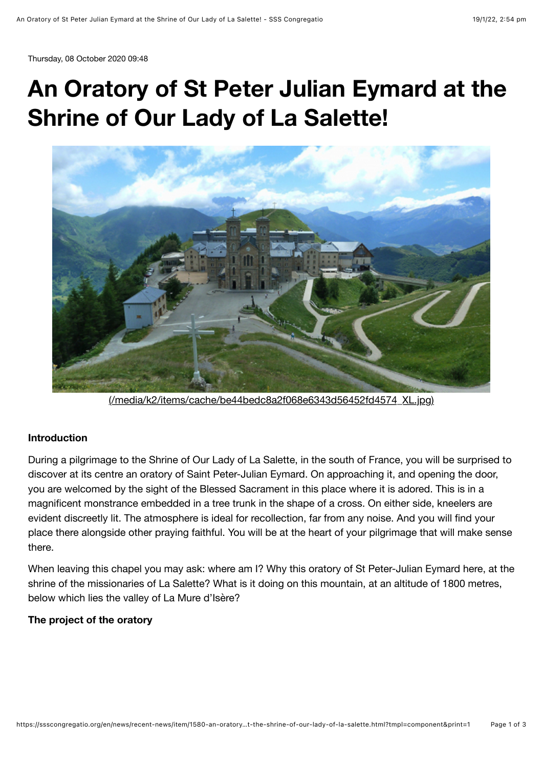Thursday, 08 October 2020 09:48

# An Oratory of St Peter Julian Eymard at the Shrine of Our Lady of La Salette!

(/media/k2/items/cache/be44bedc8a2f068e6343d56452fd4574_XL.jpg)

**Introduction**

During a pilgrimage to the Shrine of Our Lady of La Salette, in the south of France, you will be surprised to discover at its centre an oratory of Saint Peter-Julian Eymard. On approaching it, and opening the door, you are welcomed by the sight of the Blessed Sacrament in this place where it is adored. This is in a magnificent monstrance embedded in a tree trunk in the shape of a cross. On either side, kneelers are evident discreetly lit. The atmosphere is ideal for recollection, far from any noise. And you will find your place there alongside other praying faithful. You will be at the heart of your pilgrimage that will make sense there.

When leaving this chapel you may ask: where am I? Why this oratory of St Peter-Julian Eymard here, at the shrine of the missionaries of La Salette? What is it doing on this mountain, at an altitude of 1800 metres, below which lies the valley of La Mure d'Isère?

**The project of the oratory**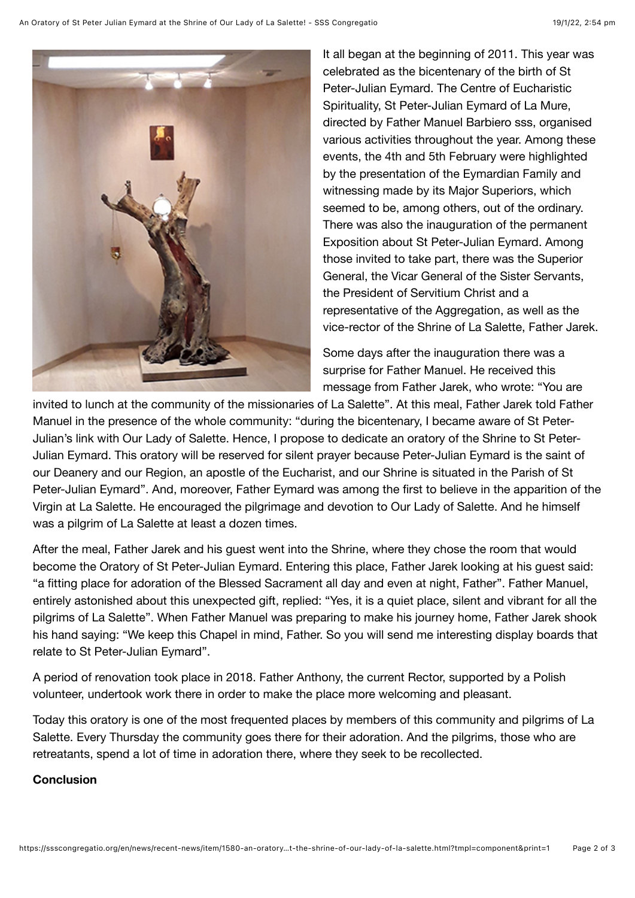It all began at the beginning of 2011. This year was celebrated as the bicentenary of the birth of St Peter-Julian Eymard. The Centre of Eucharistic Spirituality, St Peter-Julian Eymard of La Mure, directed by Father Manuel Barbiero sss, organised various activities throughout the year. Among these events, the 4th and 5th February were highlighted by the presentation of the Eymardian Family and witnessing made by its Major Superiors, which seemed to be, among others, out of the ordinary. There was also the inauguration of the permanent Exposition about St Peter-Julian Eymard. Among those invited to take part, there was the Superior General, the Vicar General of the Sister Servants, the President of Servitium Christ and a representative of the Aggregation, as well as the vice-rector of the Shrine of La Salette, Father Jarek.

Some days after the inauguration there was a surprise for Father Manuel. He received this message from Father Jarek, who wrote: "You are invited to lunch at the community of the missionaries of La Salette". At this meal, Father Jarek told Father Manuel in the presence of the whole community: "during the bicentenary, I became aware of St Peter-Julian's link with Our Lady of Salette. Hence, I propose to dedicate an oratory of the Shrine to St Peter-Julian Eymard. This oratory will be reserved for silent prayer because Peter-Julian Eymard is the saint of our Deanery and our Region, an apostle of the Eucharist, and our Shrine is situated in the Parish of St Peter-Julian Eymard". And, moreover, Father Eymard was among the first to believe in the apparition of the Virgin at La Salette. He encouraged the pilgrimage and devotion to Our Lady of Salette. And he himself was a pilgrim of La Salette at least a dozen times.

After the meal, Father Jarek and his guest went into the Shrine, where they chose the room that would become the Oratory of St Peter-Julian Eymard. Entering this place, Father Jarek looking at his guest said: "a fitting place for adoration of the Blessed Sacrament all day and even at night, Father". Father Manuel, entirely astonished about this unexpected gift, replied: "Yes, it is a quiet place, silent and vibrant for all the pilgrims of La Salette". When Father Manuel was preparing to make his journey home, Father Jarek shook his hand saying: "We keep this Chapel in mind, Father. So you will send me interesting display boards that relate to St Peter-Julian Eymard".

A period of renovation took place in 2018. Father Anthony, the current Rector, supported by a Polish volunteer, undertook work there in order to make the place more welcoming and pleasant.

Today this oratory is one of the most frequented places by members of this community and pilgrims of La Salette. Every Thursday the community goes there for their adoration. And the pilgrims, those who are retreatants, spend a lot of time in adoration there, where they seek to be recollected.

**Conclusion**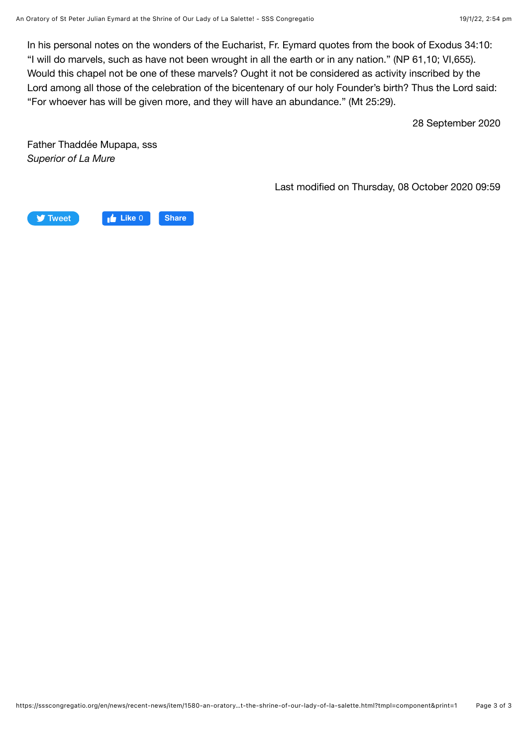In his personal notes on the wonders of the Eucharist, Fr. Eymard quotes from the book of Exodus 34:10: “I will do marvels, such as have not been wrought in all the earth or in any nation.” (NP 61,10; VI,655). Would this chapel not be one of these marvels? Ought it not be considered as activity inscribed by the Lord among all those of the celebration of the bicentenary of our holy Founder’s birth? Thus the Lord said: “For whoever has will be given more, and they will have an abundance.” (Mt 25:29).

28 September 2020

Father Thaddée Mupapa, sss
*Superior of La Mure*

Last modified on Thursday, 08 October 2020 09:59